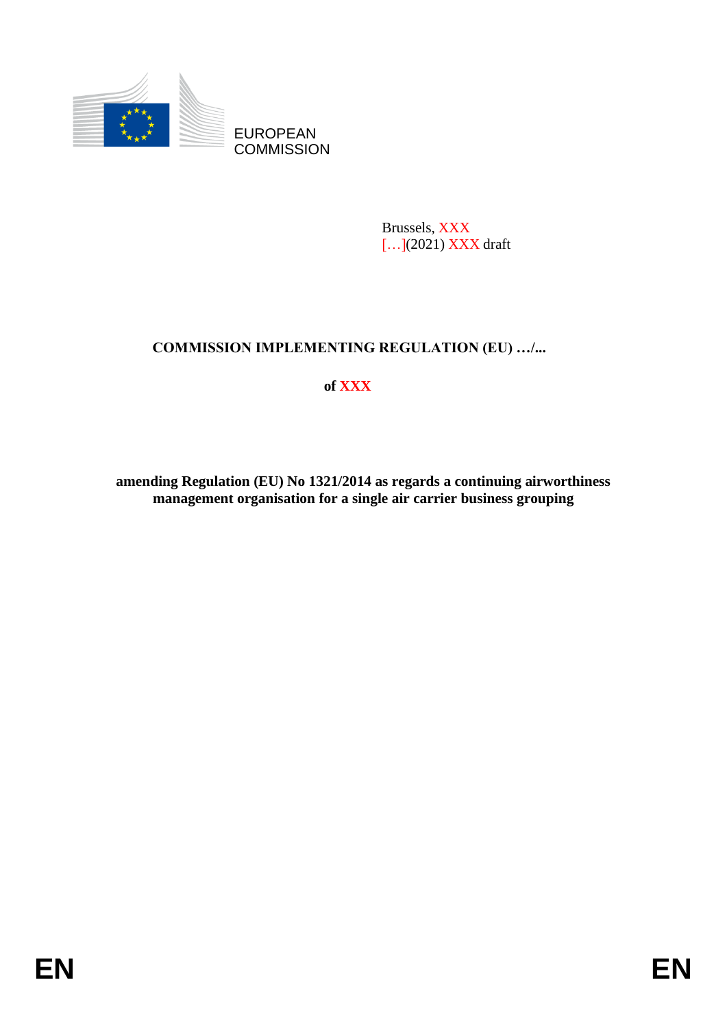EUROPEAN COMMISSION

Brussels, XXX
[…](2021) XXX draft

**COMMISSION IMPLEMENTING REGULATION (EU) …/...**

**of XXX**

**amending Regulation (EU) No 1321/2014 as regards a continuing airworthiness management organisation for a single air carrier business grouping**

EN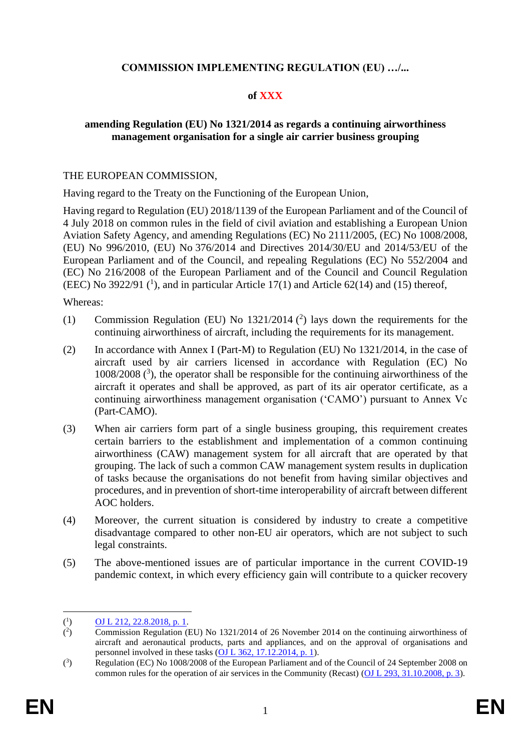**COMMISSION IMPLEMENTING REGULATION (EU) …/...**

**of XXX**

**amending Regulation (EU) No 1321/2014 as regards a continuing airworthiness management organisation for a single air carrier business grouping**

THE EUROPEAN COMMISSION,

Having regard to the Treaty on the Functioning of the European Union,

Having regard to Regulation (EU) 2018/1139 of the European Parliament and of the Council of 4 July 2018 on common rules in the field of civil aviation and establishing a European Union Aviation Safety Agency, and amending Regulations (EC) No 2111/2005, (EC) No 1008/2008, (EU) No 996/2010, (EU) No 376/2014 and Directives 2014/30/EU and 2014/53/EU of the European Parliament and of the Council, and repealing Regulations (EC) No 552/2004 and (EC) No 216/2008 of the European Parliament and of the Council and Council Regulation (EEC) No 3922/91 ([1]), and in particular Article 17(1) and Article 62(14) and (15) thereof,

Whereas:

(1) Commission Regulation (EU) No 1321/2014 ([2]) lays down the requirements for the continuing airworthiness of aircraft, including the requirements for its management.

(2) In accordance with Annex I (Part-M) to Regulation (EU) No 1321/2014, in the case of aircraft used by air carriers licensed in accordance with Regulation (EC) No 1008/2008 ([3]), the operator shall be responsible for the continuing airworthiness of the aircraft it operates and shall be approved, as part of its air operator certificate, as a continuing airworthiness management organisation ('CAMO') pursuant to Annex Vc (Part-CAMO).

(3) When air carriers form part of a single business grouping, this requirement creates certain barriers to the establishment and implementation of a common continuing airworthiness (CAW) management system for all aircraft that are operated by that grouping. The lack of such a common CAW management system results in duplication of tasks because the organisations do not benefit from having similar objectives and procedures, and in prevention of short-time interoperability of aircraft between different AOC holders.

(4) Moreover, the current situation is considered by industry to create a competitive disadvantage compared to other non-EU air operators, which are not subject to such legal constraints.

(5) The above-mentioned issues are of particular importance in the current COVID-19 pandemic context, in which every efficiency gain will contribute to a quicker recovery

---

([1]) OJ L 212, 22.8.2018, p. 1.

([2]) Commission Regulation (EU) No 1321/2014 of 26 November 2014 on the continuing airworthiness of aircraft and aeronautical products, parts and appliances, and on the approval of organisations and personnel involved in these tasks (OJ L 362, 17.12.2014, p. 1).

([3]) Regulation (EC) No 1008/2008 of the European Parliament and of the Council of 24 September 2008 on common rules for the operation of air services in the Community (Recast) (OJ L 293, 31.10.2008, p. 3).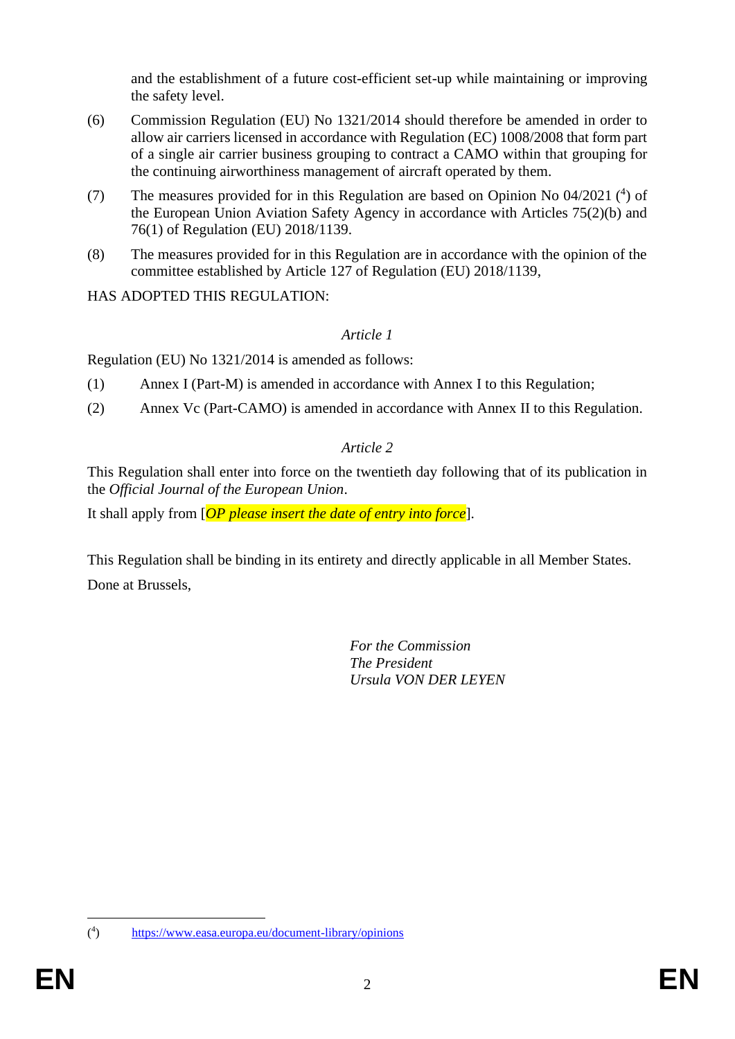and the establishment of a future cost-efficient set-up while maintaining or improving the safety level.

(6) Commission Regulation (EU) No 1321/2014 should therefore be amended in order to allow air carriers licensed in accordance with Regulation (EC) 1008/2008 that form part of a single air carrier business grouping to contract a CAMO within that grouping for the continuing airworthiness management of aircraft operated by them.

(7) The measures provided for in this Regulation are based on Opinion No 04/2021 ([4]) of the European Union Aviation Safety Agency in accordance with Articles 75(2)(b) and 76(1) of Regulation (EU) 2018/1139.

(8) The measures provided for in this Regulation are in accordance with the opinion of the committee established by Article 127 of Regulation (EU) 2018/1139,

HAS ADOPTED THIS REGULATION:

*Article 1*

Regulation (EU) No 1321/2014 is amended as follows:

(1) Annex I (Part-M) is amended in accordance with Annex I to this Regulation;

(2) Annex Vc (Part-CAMO) is amended in accordance with Annex II to this Regulation.

*Article 2*

This Regulation shall enter into force on the twentieth day following that of its publication in the *Official Journal of the European Union*.

It shall apply from [*OP please insert the date of entry into force*].

This Regulation shall be binding in its entirety and directly applicable in all Member States.

Done at Brussels,

*For the Commission*
*The President*
*Ursula VON DER LEYEN*

---

([4]) https://www.easa.europa.eu/document-library/opinions